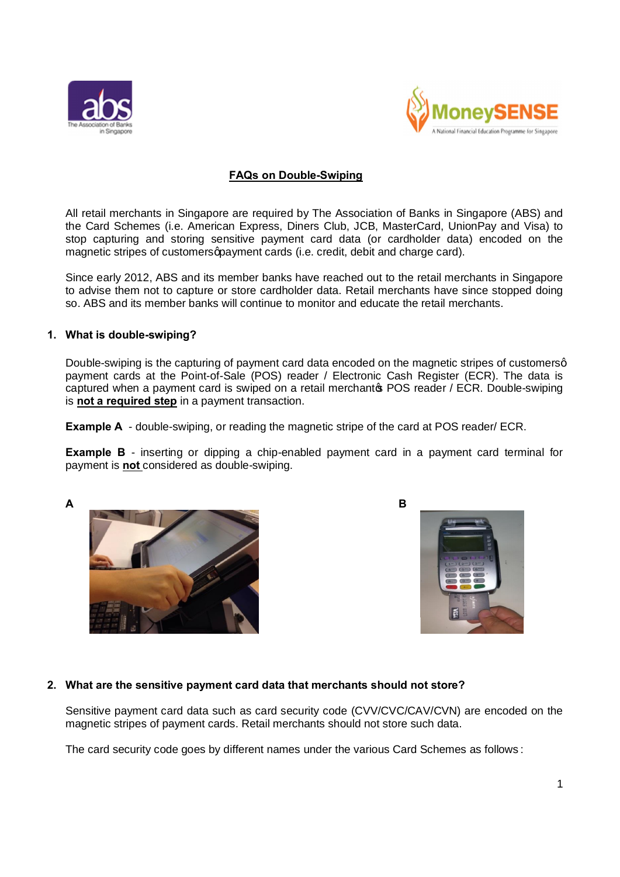## FAQs on Double-Swiping

All retail merchants in Singapore are required by The Association of Banks in Singapore (ABS) and the Card Schemes (i.e. American Express, Diners Club, JCB, MasterCard, UnionPay and Visa) to stop capturing and storing sensitive payment card data (or cardholder data) encoded on the magnetic stripes of customers' payment cards (i.e. credit, debit and charge card).

Since early 2012, ABS and its member banks have reached out to the retail merchants in Singapore to advise them not to capture or store cardholder data. Retail merchants have since stopped doing so. ABS and its member banks will continue to monitor and educate the retail merchants.

### 1. What is double-swiping?

Double-swiping is the capturing of payment card data encoded on the magnetic stripes of customers' payment cards at the Point-of-Sale (POS) reader / Electronic Cash Register (ECR). The data is captured when a payment card is swiped on a retail merchant's POS reader / ECR. Double-swiping is **not a required step** in a payment transaction.

**Example A** - double-swiping, or reading the magnetic stripe of the card at POS reader/ ECR.

**Example B** - inserting or dipping a chip-enabled payment card in a payment card terminal for payment is **not** considered as double-swiping.

**A**

**B**

### 2. What are the sensitive payment card data that merchants should not store?

Sensitive payment card data such as card security code (CVV/CVC/CAV/CVN) are encoded on the magnetic stripes of payment cards. Retail merchants should not store such data.

The card security code goes by different names under the various Card Schemes as follows :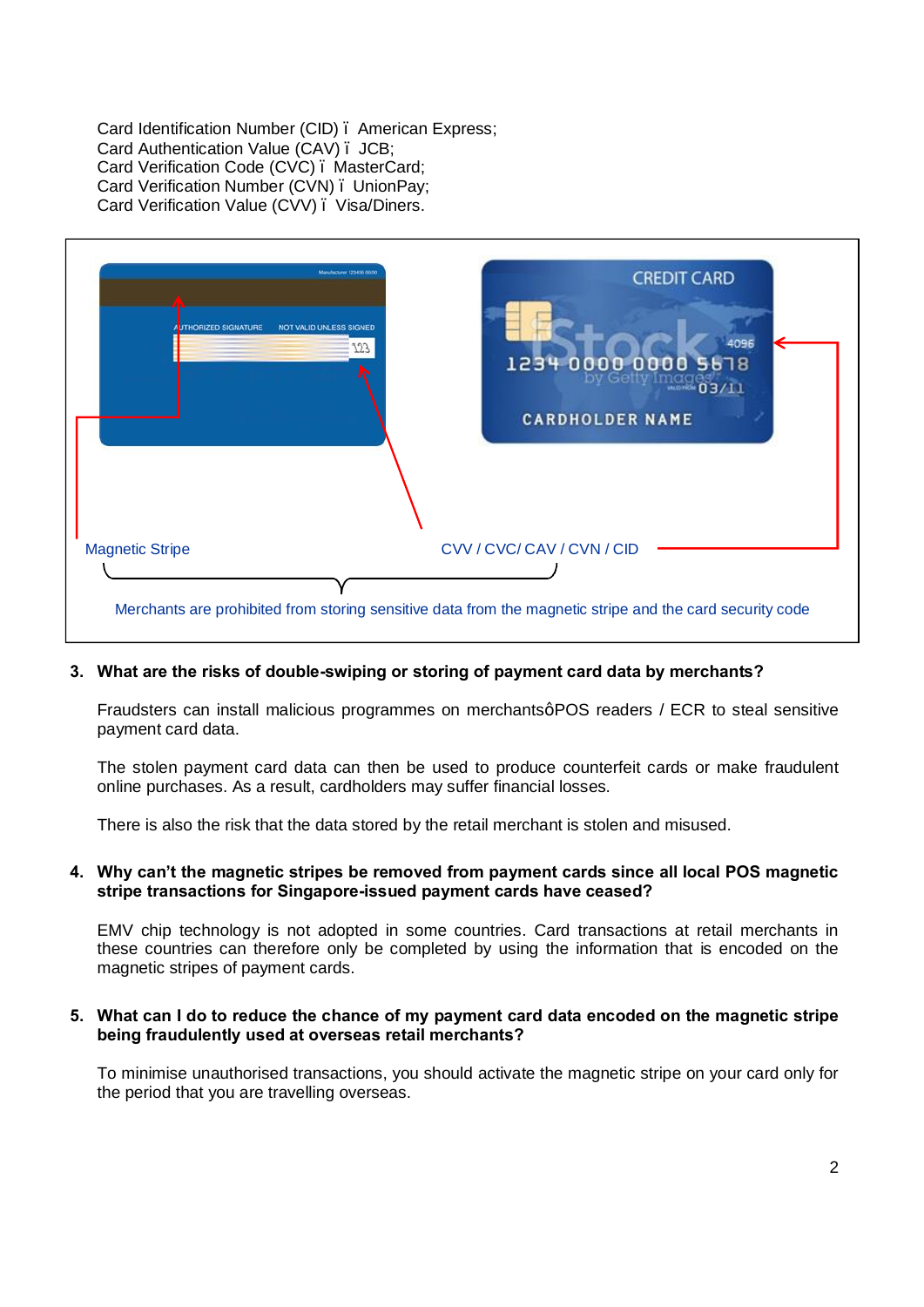Card Identification Number (CID) ï American Express;
Card Authentication Value (CAV) ï JCB;
Card Verification Code (CVC) ï MasterCard;
Card Verification Number (CVN) ï UnionPay;
Card Verification Value (CVV) ï Visa/Diners.

Magnetic Stripe

CVV / CVC/ CAV / CVN / CID

Merchants are prohibited from storing sensitive data from the magnetic stripe and the card security code

3. **What are the risks of double-swiping or storing of payment card data by merchants?**

   Fraudsters can install malicious programmes on merchantsôPOS readers / ECR to steal sensitive payment card data.

   The stolen payment card data can then be used to produce counterfeit cards or make fraudulent online purchases. As a result, cardholders may suffer financial losses.

   There is also the risk that the data stored by the retail merchant is stolen and misused.

4. **Why can't the magnetic stripes be removed from payment cards since all local POS magnetic stripe transactions for Singapore-issued payment cards have ceased?**

   EMV chip technology is not adopted in some countries. Card transactions at retail merchants in these countries can therefore only be completed by using the information that is encoded on the magnetic stripes of payment cards.

5. **What can I do to reduce the chance of my payment card data encoded on the magnetic stripe being fraudulently used at overseas retail merchants?**

   To minimise unauthorised transactions, you should activate the magnetic stripe on your card only for the period that you are travelling overseas.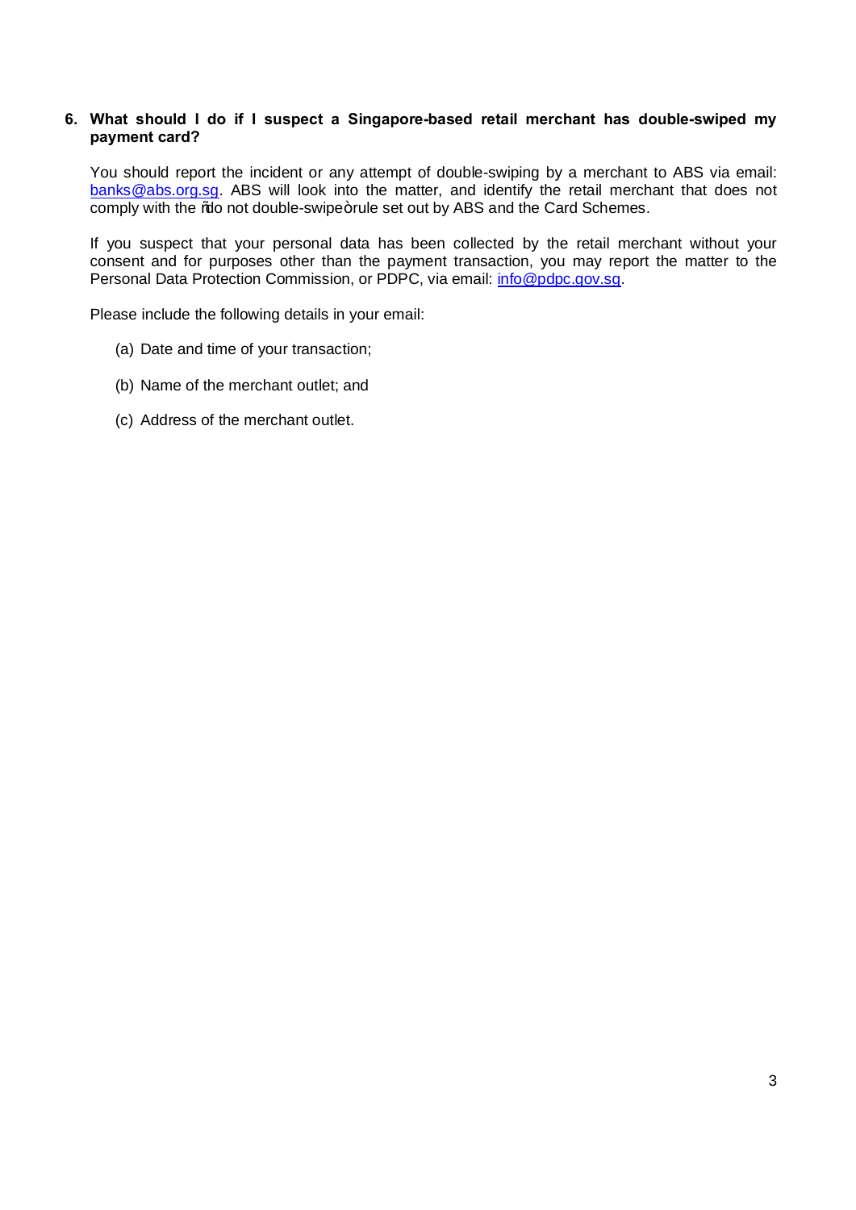6. **What should I do if I suspect a Singapore-based retail merchant has double-swiped my payment card?**

   You should report the incident or any attempt of double-swiping by a merchant to ABS via email: banks@abs.org.sg. ABS will look into the matter, and identify the retail merchant that does not comply with the "do not double-swipe" rule set out by ABS and the Card Schemes.

   If you suspect that your personal data has been collected by the retail merchant without your consent and for purposes other than the payment transaction, you may report the matter to the Personal Data Protection Commission, or PDPC, via email: info@pdpc.gov.sg.

   Please include the following details in your email:

   (a) Date and time of your transaction;

   (b) Name of the merchant outlet; and

   (c) Address of the merchant outlet.